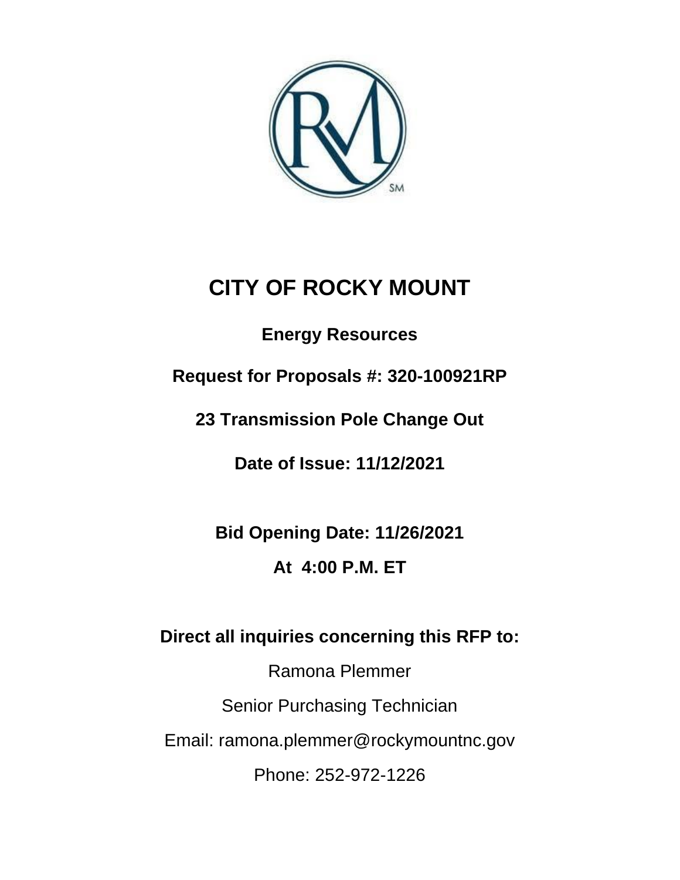# CITY OF ROCKY MOUNT

**Energy Resources**

**Request for Proposals #: 320-100921RP**

**23 Transmission Pole Change Out**

**Date of Issue: 11/12/2021**

**Bid Opening Date: 11/26/2021**

**At 4:00 P.M. ET**

**Direct all inquiries concerning this RFP to:**

Ramona Plemmer

Senior Purchasing Technician

Email: ramona.plemmer@rockymountnc.gov

Phone: 252-972-1226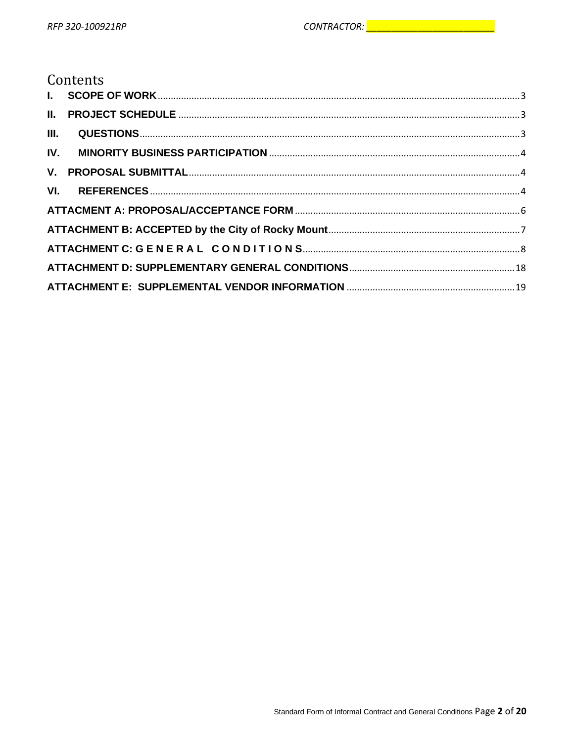# Contents

- **I. SCOPE OF WORK** ..... 3
- **II. PROJECT SCHEDULE** ..... 3
- **III. QUESTIONS** ..... 3
- **IV. MINORITY BUSINESS PARTICIPATION** ..... 4
- **V. PROPOSAL SUBMITTAL** ..... 4
- **VI. REFERENCES** ..... 4
- **ATTACMENT A: PROPOSAL/ACCEPTANCE FORM** ..... 6
- **ATTACHMENT B: ACCEPTED by the City of Rocky Mount** ..... 7
- **ATTACHMENT C: G E N E R A L C O N D I T I O N S** ..... 8
- **ATTACHMENT D: SUPPLEMENTARY GENERAL CONDITIONS** ..... 18
- **ATTACHMENT E: SUPPLEMENTAL VENDOR INFORMATION** ..... 19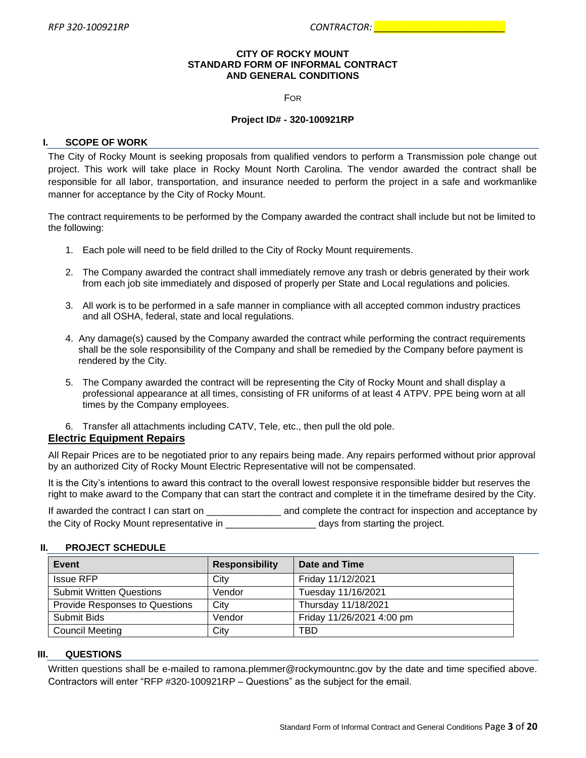**CITY OF ROCKY MOUNT**
**STANDARD FORM OF INFORMAL CONTRACT**
**AND GENERAL CONDITIONS**

FOR

**Project ID# - 320-100921RP**

## I. SCOPE OF WORK

The City of Rocky Mount is seeking proposals from qualified vendors to perform a Transmission pole change out project. This work will take place in Rocky Mount North Carolina. The vendor awarded the contract shall be responsible for all labor, transportation, and insurance needed to perform the project in a safe and workmanlike manner for acceptance by the City of Rocky Mount.

The contract requirements to be performed by the Company awarded the contract shall include but not be limited to the following:

1. Each pole will need to be field drilled to the City of Rocky Mount requirements.
2. The Company awarded the contract shall immediately remove any trash or debris generated by their work from each job site immediately and disposed of properly per State and Local regulations and policies.
3. All work is to be performed in a safe manner in compliance with all accepted common industry practices and all OSHA, federal, state and local regulations.
4. Any damage(s) caused by the Company awarded the contract while performing the contract requirements shall be the sole responsibility of the Company and shall be remedied by the Company before payment is rendered by the City.
5. The Company awarded the contract will be representing the City of Rocky Mount and shall display a professional appearance at all times, consisting of FR uniforms of at least 4 ATPV. PPE being worn at all times by the Company employees.
6. Transfer all attachments including CATV, Tele, etc., then pull the old pole.

### Electric Equipment Repairs

All Repair Prices are to be negotiated prior to any repairs being made. Any repairs performed without prior approval by an authorized City of Rocky Mount Electric Representative will not be compensated.

It is the City's intentions to award this contract to the overall lowest responsive responsible bidder but reserves the right to make award to the Company that can start the contract and complete it in the timeframe desired by the City.

If awarded the contract I can start on ______________ and complete the contract for inspection and acceptance by the City of Rocky Mount representative in ________________ days from starting the project.

## II. PROJECT SCHEDULE

| Event | Responsibility | Date and Time |
|---|---|---|
| Issue RFP | City | Friday 11/12/2021 |
| Submit Written Questions | Vendor | Tuesday 11/16/2021 |
| Provide Responses to Questions | City | Thursday 11/18/2021 |
| Submit Bids | Vendor | Friday 11/26/2021 4:00 pm |
| Council Meeting | City | TBD |

## III. QUESTIONS

Written questions shall be e-mailed to ramona.plemmer@rockymountnc.gov by the date and time specified above. Contractors will enter "RFP #320-100921RP – Questions" as the subject for the email.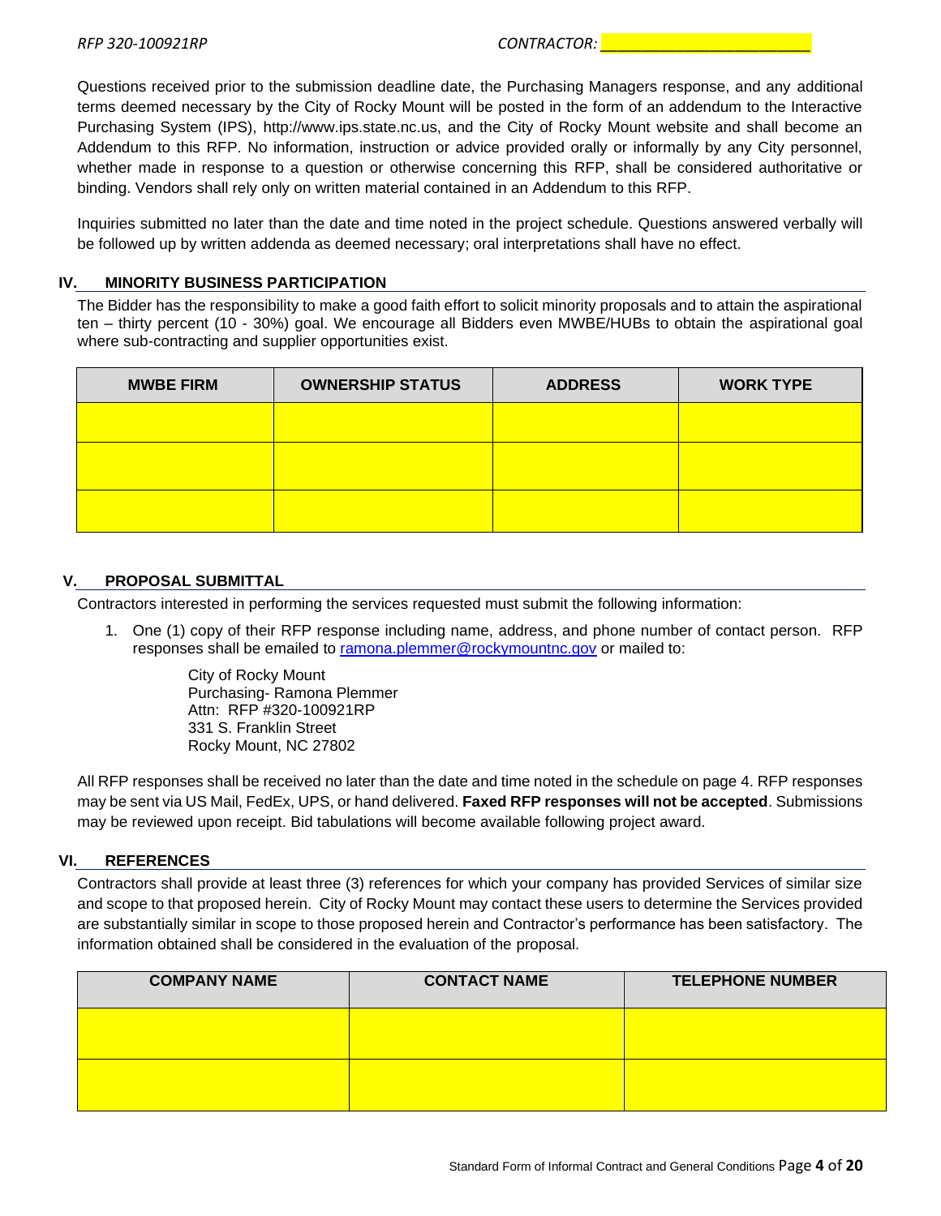Questions received prior to the submission deadline date, the Purchasing Managers response, and any additional terms deemed necessary by the City of Rocky Mount will be posted in the form of an addendum to the Interactive Purchasing System (IPS), http://www.ips.state.nc.us, and the City of Rocky Mount website and shall become an Addendum to this RFP. No information, instruction or advice provided orally or informally by any City personnel, whether made in response to a question or otherwise concerning this RFP, shall be considered authoritative or binding. Vendors shall rely only on written material contained in an Addendum to this RFP.

Inquiries submitted no later than the date and time noted in the project schedule. Questions answered verbally will be followed up by written addenda as deemed necessary; oral interpretations shall have no effect.

## IV. MINORITY BUSINESS PARTICIPATION

The Bidder has the responsibility to make a good faith effort to solicit minority proposals and to attain the aspirational ten – thirty percent (10 - 30%) goal. We encourage all Bidders even MWBE/HUBs to obtain the aspirational goal where sub-contracting and supplier opportunities exist.

| MWBE FIRM | OWNERSHIP STATUS | ADDRESS | WORK TYPE |
|---|---|---|---|
| | | | |
| | | | |
| | | | |

## V. PROPOSAL SUBMITTAL

Contractors interested in performing the services requested must submit the following information:

1. One (1) copy of their RFP response including name, address, and phone number of contact person. RFP responses shall be emailed to ramona.plemmer@rockymountnc.gov or mailed to:

   City of Rocky Mount
   Purchasing- Ramona Plemmer
   Attn: RFP #320-100921RP
   331 S. Franklin Street
   Rocky Mount, NC 27802

All RFP responses shall be received no later than the date and time noted in the schedule on page 4. RFP responses may be sent via US Mail, FedEx, UPS, or hand delivered. **Faxed RFP responses will not be accepted**. Submissions may be reviewed upon receipt. Bid tabulations will become available following project award.

## VI. REFERENCES

Contractors shall provide at least three (3) references for which your company has provided Services of similar size and scope to that proposed herein. City of Rocky Mount may contact these users to determine the Services provided are substantially similar in scope to those proposed herein and Contractor's performance has been satisfactory. The information obtained shall be considered in the evaluation of the proposal.

| COMPANY NAME | CONTACT NAME | TELEPHONE NUMBER |
|---|---|---|
| | | |
| | | |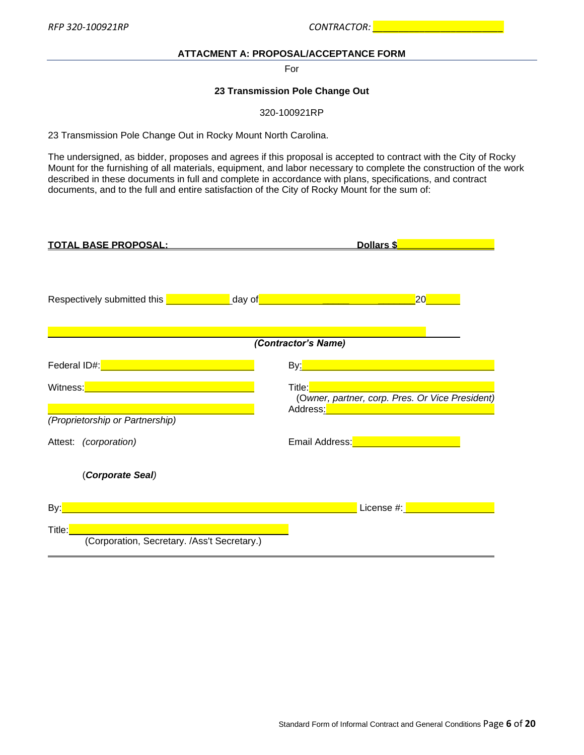### ATTACMENT A: PROPOSAL/ACCEPTANCE FORM

For

**23 Transmission Pole Change Out**

320-100921RP

23 Transmission Pole Change Out in Rocky Mount North Carolina.

The undersigned, as bidder, proposes and agrees if this proposal is accepted to contract with the City of Rocky Mount for the furnishing of all materials, equipment, and labor necessary to complete the construction of the work described in these documents in full and complete in accordance with plans, specifications, and contract documents, and to the full and entire satisfaction of the City of Rocky Mount for the sum of:

**TOTAL BASE PROPOSAL:** ______________________________ **Dollars $**____________________

Respectively submitted this ____________ day of ______________________ 20______

______________________________________________________________

***(Contractor's Name)***

Federal ID#: ______________________________

By: ______________________________

Witness: ______________________________

Title: ______________________________
(*Owner, partner, corp. Pres. Or Vice President*)

______________________________
*(Proprietorship or Partnership)*

Address: ______________________________

Attest: *(corporation)*

Email Address: ______________________

(***Corporate Seal***)

By: ______________________________________________ License #: ________________

Title: ______________________________________
(Corporation, Secretary. /Ass't Secretary.)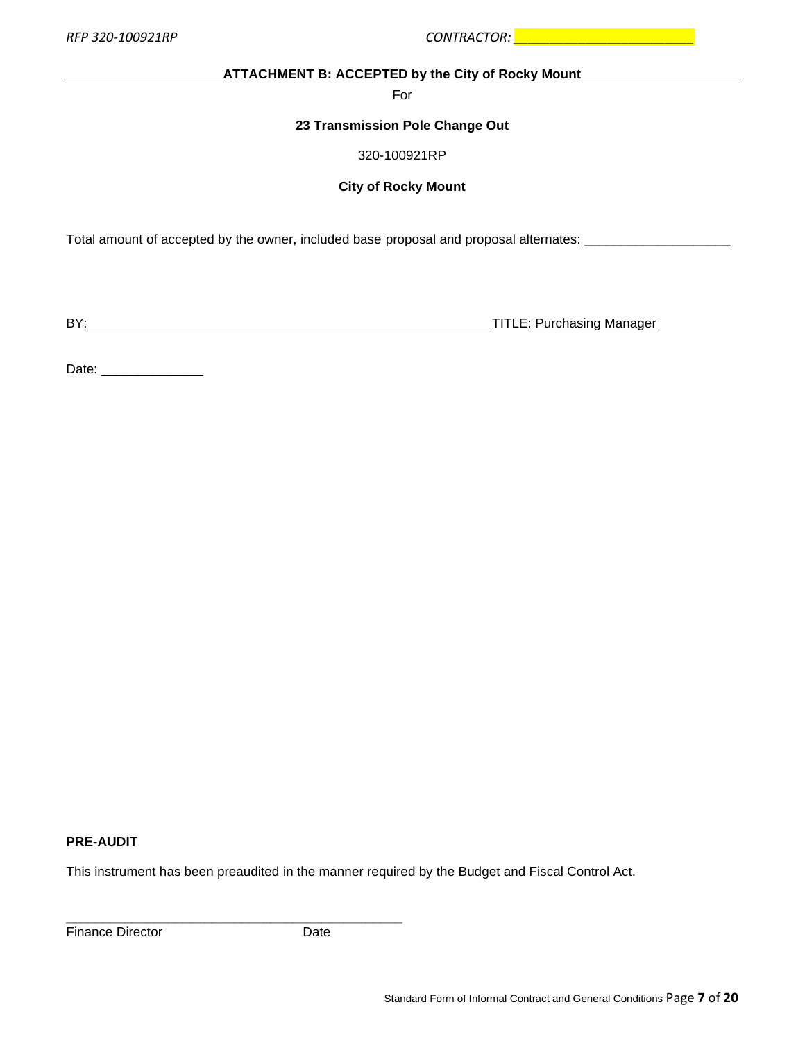## ATTACHMENT B: ACCEPTED by the City of Rocky Mount

For

**23 Transmission Pole Change Out**

320-100921RP

**City of Rocky Mount**

Total amount of accepted by the owner, included base proposal and proposal alternates:____________________

BY:_______________________________________________________TITLE: Purchasing Manager

Date: ______________

**PRE-AUDIT**

This instrument has been preaudited in the manner required by the Budget and Fiscal Control Act.

_______________________________________________

Finance Director Date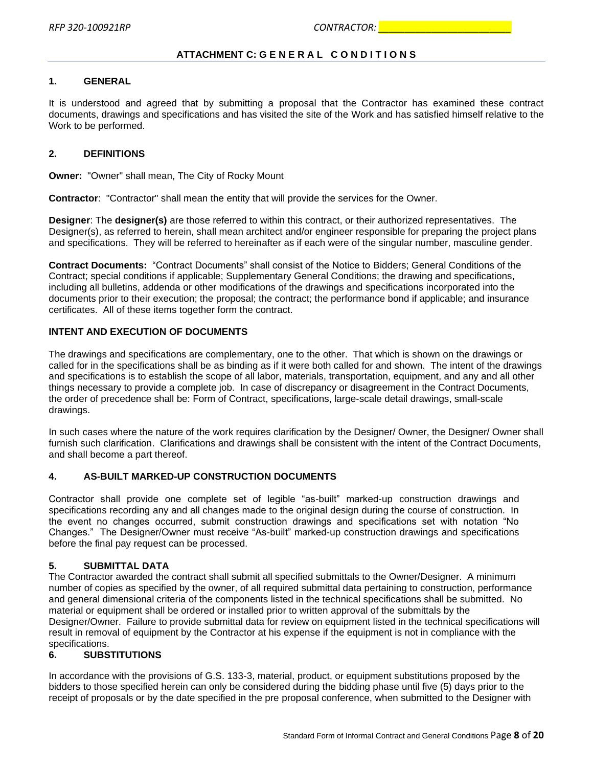## ATTACHMENT C: G E N E R A L   C O N D I T I O N S

### 1. GENERAL

It is understood and agreed that by submitting a proposal that the Contractor has examined these contract documents, drawings and specifications and has visited the site of the Work and has satisfied himself relative to the Work to be performed.

### 2. DEFINITIONS

**Owner:** "Owner" shall mean, The City of Rocky Mount

**Contractor**: "Contractor" shall mean the entity that will provide the services for the Owner.

**Designer**: The **designer(s)** are those referred to within this contract, or their authorized representatives. The Designer(s), as referred to herein, shall mean architect and/or engineer responsible for preparing the project plans and specifications. They will be referred to hereinafter as if each were of the singular number, masculine gender.

**Contract Documents:** "Contract Documents" shall consist of the Notice to Bidders; General Conditions of the Contract; special conditions if applicable; Supplementary General Conditions; the drawing and specifications, including all bulletins, addenda or other modifications of the drawings and specifications incorporated into the documents prior to their execution; the proposal; the contract; the performance bond if applicable; and insurance certificates. All of these items together form the contract.

### INTENT AND EXECUTION OF DOCUMENTS

The drawings and specifications are complementary, one to the other. That which is shown on the drawings or called for in the specifications shall be as binding as if it were both called for and shown. The intent of the drawings and specifications is to establish the scope of all labor, materials, transportation, equipment, and any and all other things necessary to provide a complete job. In case of discrepancy or disagreement in the Contract Documents, the order of precedence shall be: Form of Contract, specifications, large-scale detail drawings, small-scale drawings.

In such cases where the nature of the work requires clarification by the Designer/ Owner, the Designer/ Owner shall furnish such clarification. Clarifications and drawings shall be consistent with the intent of the Contract Documents, and shall become a part thereof.

### 4. AS-BUILT MARKED-UP CONSTRUCTION DOCUMENTS

Contractor shall provide one complete set of legible "as-built" marked-up construction drawings and specifications recording any and all changes made to the original design during the course of construction. In the event no changes occurred, submit construction drawings and specifications set with notation "No Changes." The Designer/Owner must receive "As-built" marked-up construction drawings and specifications before the final pay request can be processed.

### 5. SUBMITTAL DATA

The Contractor awarded the contract shall submit all specified submittals to the Owner/Designer. A minimum number of copies as specified by the owner, of all required submittal data pertaining to construction, performance and general dimensional criteria of the components listed in the technical specifications shall be submitted. No material or equipment shall be ordered or installed prior to written approval of the submittals by the Designer/Owner. Failure to provide submittal data for review on equipment listed in the technical specifications will result in removal of equipment by the Contractor at his expense if the equipment is not in compliance with the specifications.

### 6. SUBSTITUTIONS

In accordance with the provisions of G.S. 133-3, material, product, or equipment substitutions proposed by the bidders to those specified herein can only be considered during the bidding phase until five (5) days prior to the receipt of proposals or by the date specified in the pre proposal conference, when submitted to the Designer with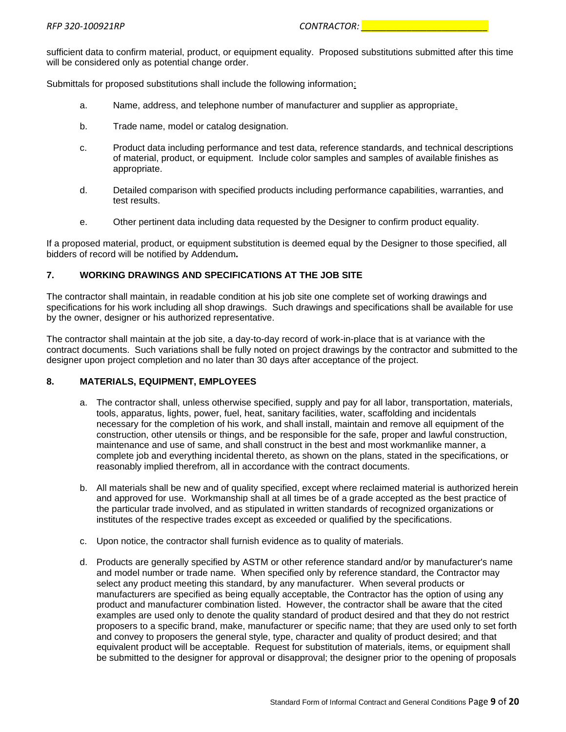sufficient data to confirm material, product, or equipment equality. Proposed substitutions submitted after this time will be considered only as potential change order.

Submittals for proposed substitutions shall include the following information:

a. Name, address, and telephone number of manufacturer and supplier as appropriate.

b. Trade name, model or catalog designation.

c. Product data including performance and test data, reference standards, and technical descriptions of material, product, or equipment. Include color samples and samples of available finishes as appropriate.

d. Detailed comparison with specified products including performance capabilities, warranties, and test results.

e. Other pertinent data including data requested by the Designer to confirm product equality.

If a proposed material, product, or equipment substitution is deemed equal by the Designer to those specified, all bidders of record will be notified by Addendum**.**

## 7. WORKING DRAWINGS AND SPECIFICATIONS AT THE JOB SITE

The contractor shall maintain, in readable condition at his job site one complete set of working drawings and specifications for his work including all shop drawings. Such drawings and specifications shall be available for use by the owner, designer or his authorized representative.

The contractor shall maintain at the job site, a day-to-day record of work-in-place that is at variance with the contract documents. Such variations shall be fully noted on project drawings by the contractor and submitted to the designer upon project completion and no later than 30 days after acceptance of the project.

## 8. MATERIALS, EQUIPMENT, EMPLOYEES

a. The contractor shall, unless otherwise specified, supply and pay for all labor, transportation, materials, tools, apparatus, lights, power, fuel, heat, sanitary facilities, water, scaffolding and incidentals necessary for the completion of his work, and shall install, maintain and remove all equipment of the construction, other utensils or things, and be responsible for the safe, proper and lawful construction, maintenance and use of same, and shall construct in the best and most workmanlike manner, a complete job and everything incidental thereto, as shown on the plans, stated in the specifications, or reasonably implied therefrom, all in accordance with the contract documents.

b. All materials shall be new and of quality specified, except where reclaimed material is authorized herein and approved for use. Workmanship shall at all times be of a grade accepted as the best practice of the particular trade involved, and as stipulated in written standards of recognized organizations or institutes of the respective trades except as exceeded or qualified by the specifications.

c. Upon notice, the contractor shall furnish evidence as to quality of materials.

d. Products are generally specified by ASTM or other reference standard and/or by manufacturer's name and model number or trade name. When specified only by reference standard, the Contractor may select any product meeting this standard, by any manufacturer. When several products or manufacturers are specified as being equally acceptable, the Contractor has the option of using any product and manufacturer combination listed. However, the contractor shall be aware that the cited examples are used only to denote the quality standard of product desired and that they do not restrict proposers to a specific brand, make, manufacturer or specific name; that they are used only to set forth and convey to proposers the general style, type, character and quality of product desired; and that equivalent product will be acceptable. Request for substitution of materials, items, or equipment shall be submitted to the designer for approval or disapproval; the designer prior to the opening of proposals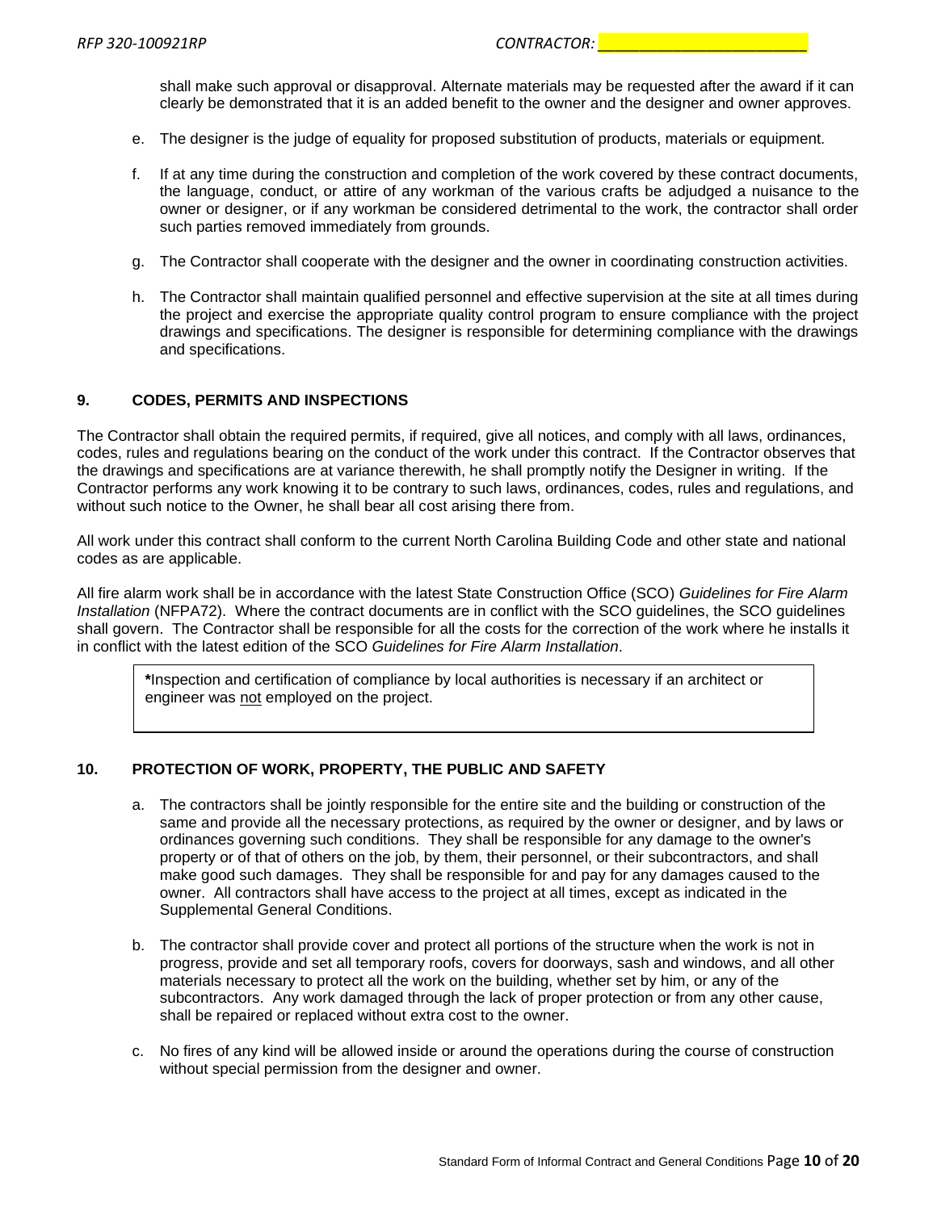shall make such approval or disapproval. Alternate materials may be requested after the award if it can clearly be demonstrated that it is an added benefit to the owner and the designer and owner approves.

e. The designer is the judge of equality for proposed substitution of products, materials or equipment.

f. If at any time during the construction and completion of the work covered by these contract documents, the language, conduct, or attire of any workman of the various crafts be adjudged a nuisance to the owner or designer, or if any workman be considered detrimental to the work, the contractor shall order such parties removed immediately from grounds.

g. The Contractor shall cooperate with the designer and the owner in coordinating construction activities.

h. The Contractor shall maintain qualified personnel and effective supervision at the site at all times during the project and exercise the appropriate quality control program to ensure compliance with the project drawings and specifications. The designer is responsible for determining compliance with the drawings and specifications.

## 9. CODES, PERMITS AND INSPECTIONS

The Contractor shall obtain the required permits, if required, give all notices, and comply with all laws, ordinances, codes, rules and regulations bearing on the conduct of the work under this contract. If the Contractor observes that the drawings and specifications are at variance therewith, he shall promptly notify the Designer in writing. If the Contractor performs any work knowing it to be contrary to such laws, ordinances, codes, rules and regulations, and without such notice to the Owner, he shall bear all cost arising there from.

All work under this contract shall conform to the current North Carolina Building Code and other state and national codes as are applicable.

All fire alarm work shall be in accordance with the latest State Construction Office (SCO) *Guidelines for Fire Alarm Installation* (NFPA72). Where the contract documents are in conflict with the SCO guidelines, the SCO guidelines shall govern. The Contractor shall be responsible for all the costs for the correction of the work where he installs it in conflict with the latest edition of the SCO *Guidelines for Fire Alarm Installation*.

> **\***Inspection and certification of compliance by local authorities is necessary if an architect or engineer was <u>not</u> employed on the project.

## 10. PROTECTION OF WORK, PROPERTY, THE PUBLIC AND SAFETY

a. The contractors shall be jointly responsible for the entire site and the building or construction of the same and provide all the necessary protections, as required by the owner or designer, and by laws or ordinances governing such conditions. They shall be responsible for any damage to the owner's property or of that of others on the job, by them, their personnel, or their subcontractors, and shall make good such damages. They shall be responsible for and pay for any damages caused to the owner. All contractors shall have access to the project at all times, except as indicated in the Supplemental General Conditions.

b. The contractor shall provide cover and protect all portions of the structure when the work is not in progress, provide and set all temporary roofs, covers for doorways, sash and windows, and all other materials necessary to protect all the work on the building, whether set by him, or any of the subcontractors. Any work damaged through the lack of proper protection or from any other cause, shall be repaired or replaced without extra cost to the owner.

c. No fires of any kind will be allowed inside or around the operations during the course of construction without special permission from the designer and owner.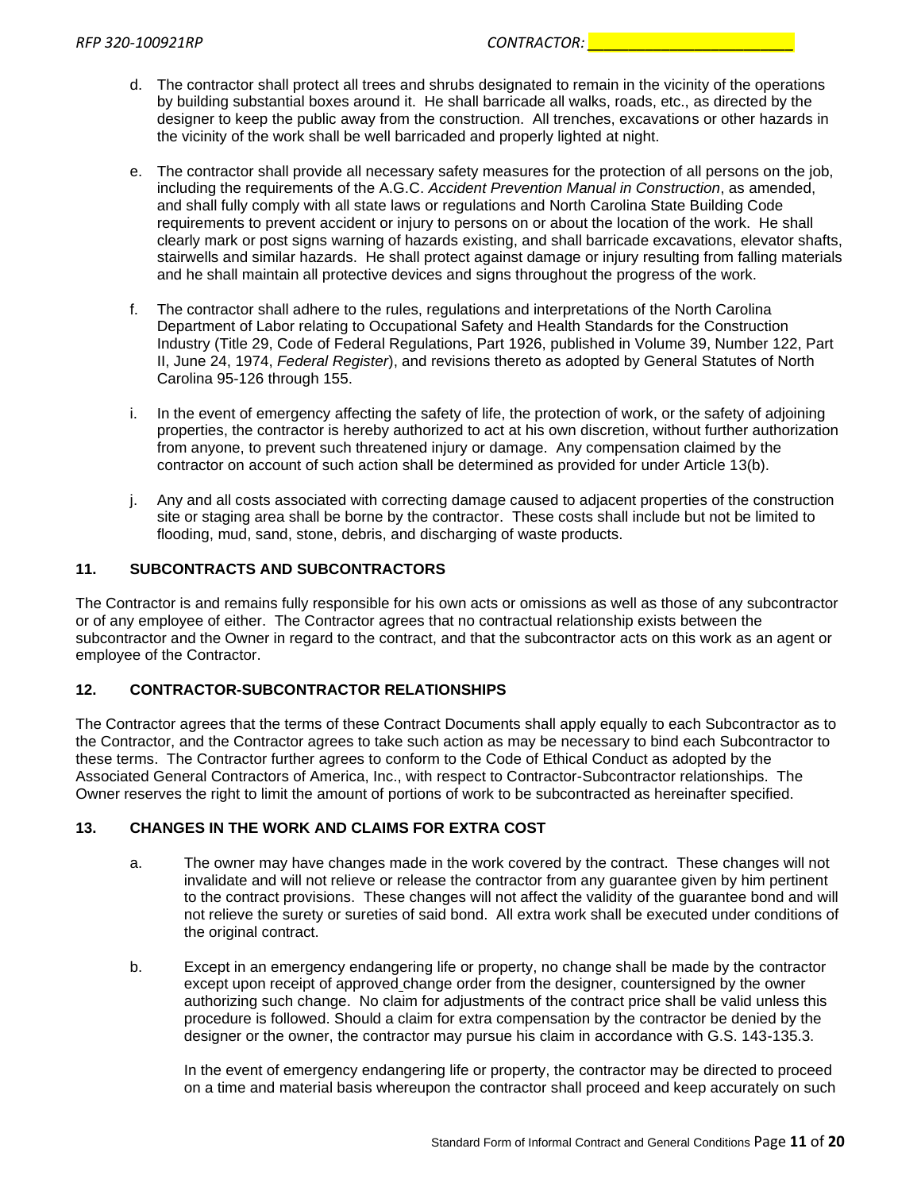d. The contractor shall protect all trees and shrubs designated to remain in the vicinity of the operations by building substantial boxes around it. He shall barricade all walks, roads, etc., as directed by the designer to keep the public away from the construction. All trenches, excavations or other hazards in the vicinity of the work shall be well barricaded and properly lighted at night.

e. The contractor shall provide all necessary safety measures for the protection of all persons on the job, including the requirements of the A.G.C. *Accident Prevention Manual in Construction*, as amended, and shall fully comply with all state laws or regulations and North Carolina State Building Code requirements to prevent accident or injury to persons on or about the location of the work. He shall clearly mark or post signs warning of hazards existing, and shall barricade excavations, elevator shafts, stairwells and similar hazards. He shall protect against damage or injury resulting from falling materials and he shall maintain all protective devices and signs throughout the progress of the work.

f. The contractor shall adhere to the rules, regulations and interpretations of the North Carolina Department of Labor relating to Occupational Safety and Health Standards for the Construction Industry (Title 29, Code of Federal Regulations, Part 1926, published in Volume 39, Number 122, Part II, June 24, 1974, *Federal Register*), and revisions thereto as adopted by General Statutes of North Carolina 95-126 through 155.

i. In the event of emergency affecting the safety of life, the protection of work, or the safety of adjoining properties, the contractor is hereby authorized to act at his own discretion, without further authorization from anyone, to prevent such threatened injury or damage. Any compensation claimed by the contractor on account of such action shall be determined as provided for under Article 13(b).

j. Any and all costs associated with correcting damage caused to adjacent properties of the construction site or staging area shall be borne by the contractor. These costs shall include but not be limited to flooding, mud, sand, stone, debris, and discharging of waste products.

## 11. SUBCONTRACTS AND SUBCONTRACTORS

The Contractor is and remains fully responsible for his own acts or omissions as well as those of any subcontractor or of any employee of either. The Contractor agrees that no contractual relationship exists between the subcontractor and the Owner in regard to the contract, and that the subcontractor acts on this work as an agent or employee of the Contractor.

## 12. CONTRACTOR-SUBCONTRACTOR RELATIONSHIPS

The Contractor agrees that the terms of these Contract Documents shall apply equally to each Subcontractor as to the Contractor, and the Contractor agrees to take such action as may be necessary to bind each Subcontractor to these terms. The Contractor further agrees to conform to the Code of Ethical Conduct as adopted by the Associated General Contractors of America, Inc., with respect to Contractor-Subcontractor relationships. The Owner reserves the right to limit the amount of portions of work to be subcontracted as hereinafter specified.

## 13. CHANGES IN THE WORK AND CLAIMS FOR EXTRA COST

a. The owner may have changes made in the work covered by the contract. These changes will not invalidate and will not relieve or release the contractor from any guarantee given by him pertinent to the contract provisions. These changes will not affect the validity of the guarantee bond and will not relieve the surety or sureties of said bond. All extra work shall be executed under conditions of the original contract.

b. Except in an emergency endangering life or property, no change shall be made by the contractor except upon receipt of approved change order from the designer, countersigned by the owner authorizing such change. No claim for adjustments of the contract price shall be valid unless this procedure is followed. Should a claim for extra compensation by the contractor be denied by the designer or the owner, the contractor may pursue his claim in accordance with G.S. 143-135.3.

   In the event of emergency endangering life or property, the contractor may be directed to proceed on a time and material basis whereupon the contractor shall proceed and keep accurately on such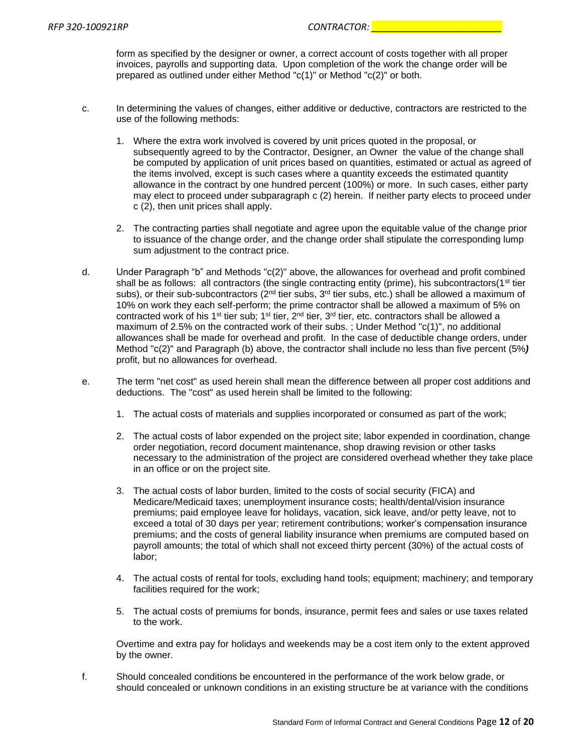form as specified by the designer or owner, a correct account of costs together with all proper invoices, payrolls and supporting data. Upon completion of the work the change order will be prepared as outlined under either Method "c(1)" or Method "c(2)" or both.

c. In determining the values of changes, either additive or deductive, contractors are restricted to the use of the following methods:

   1. Where the extra work involved is covered by unit prices quoted in the proposal, or subsequently agreed to by the Contractor, Designer, an Owner the value of the change shall be computed by application of unit prices based on quantities, estimated or actual as agreed of the items involved, except is such cases where a quantity exceeds the estimated quantity allowance in the contract by one hundred percent (100%) or more. In such cases, either party may elect to proceed under subparagraph c (2) herein. If neither party elects to proceed under c (2), then unit prices shall apply.

   2. The contracting parties shall negotiate and agree upon the equitable value of the change prior to issuance of the change order, and the change order shall stipulate the corresponding lump sum adjustment to the contract price.

d. Under Paragraph "b" and Methods "c(2)" above, the allowances for overhead and profit combined shall be as follows: all contractors (the single contracting entity (prime), his subcontractors(1st tier subs), or their sub-subcontractors (2nd tier subs, 3rd tier subs, etc.) shall be allowed a maximum of 10% on work they each self-perform; the prime contractor shall be allowed a maximum of 5% on contracted work of his 1st tier sub; 1st tier, 2nd tier, 3rd tier, etc. contractors shall be allowed a maximum of 2.5% on the contracted work of their subs. ; Under Method "c(1)", no additional allowances shall be made for overhead and profit. In the case of deductible change orders, under Method "c(2)" and Paragraph (b) above, the contractor shall include no less than five percent (5%***)*** profit, but no allowances for overhead.

e. The term "net cost" as used herein shall mean the difference between all proper cost additions and deductions. The "cost" as used herein shall be limited to the following:

   1. The actual costs of materials and supplies incorporated or consumed as part of the work;

   2. The actual costs of labor expended on the project site; labor expended in coordination, change order negotiation, record document maintenance, shop drawing revision or other tasks necessary to the administration of the project are considered overhead whether they take place in an office or on the project site.

   3. The actual costs of labor burden, limited to the costs of social security (FICA) and Medicare/Medicaid taxes; unemployment insurance costs; health/dental/vision insurance premiums; paid employee leave for holidays, vacation, sick leave, and/or petty leave, not to exceed a total of 30 days per year; retirement contributions; worker's compensation insurance premiums; and the costs of general liability insurance when premiums are computed based on payroll amounts; the total of which shall not exceed thirty percent (30%) of the actual costs of labor;

   4. The actual costs of rental for tools, excluding hand tools; equipment; machinery; and temporary facilities required for the work;

   5. The actual costs of premiums for bonds, insurance, permit fees and sales or use taxes related to the work.

   Overtime and extra pay for holidays and weekends may be a cost item only to the extent approved by the owner.

f. Should concealed conditions be encountered in the performance of the work below grade, or should concealed or unknown conditions in an existing structure be at variance with the conditions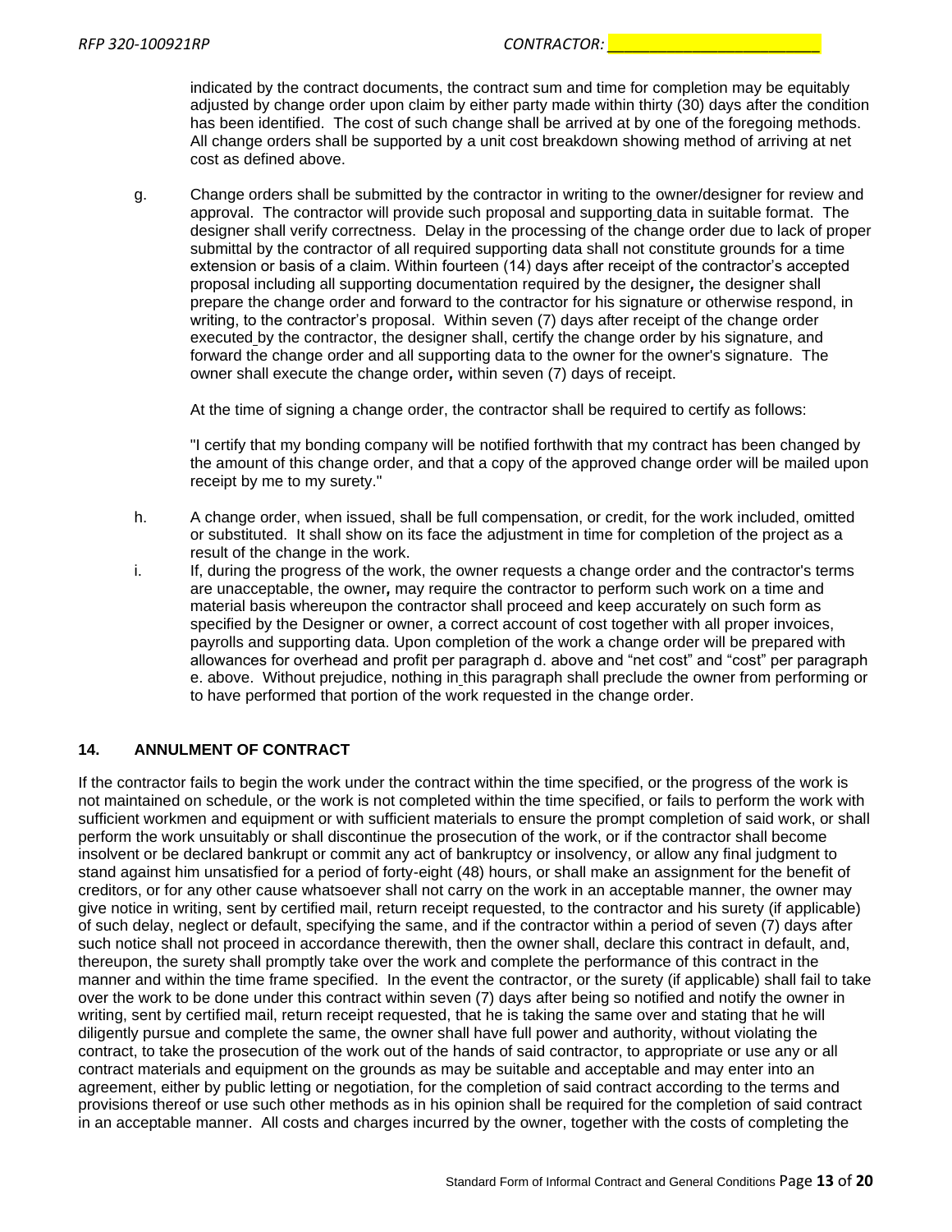indicated by the contract documents, the contract sum and time for completion may be equitably adjusted by change order upon claim by either party made within thirty (30) days after the condition has been identified. The cost of such change shall be arrived at by one of the foregoing methods. All change orders shall be supported by a unit cost breakdown showing method of arriving at net cost as defined above.

g. Change orders shall be submitted by the contractor in writing to the owner/designer for review and approval. The contractor will provide such proposal and supporting data in suitable format. The designer shall verify correctness. Delay in the processing of the change order due to lack of proper submittal by the contractor of all required supporting data shall not constitute grounds for a time extension or basis of a claim. Within fourteen (14) days after receipt of the contractor's accepted proposal including all supporting documentation required by the designer**,** the designer shall prepare the change order and forward to the contractor for his signature or otherwise respond, in writing, to the contractor's proposal. Within seven (7) days after receipt of the change order executed by the contractor, the designer shall, certify the change order by his signature, and forward the change order and all supporting data to the owner for the owner's signature. The owner shall execute the change order**,** within seven (7) days of receipt.

   At the time of signing a change order, the contractor shall be required to certify as follows:

   "I certify that my bonding company will be notified forthwith that my contract has been changed by the amount of this change order, and that a copy of the approved change order will be mailed upon receipt by me to my surety."

h. A change order, when issued, shall be full compensation, or credit, for the work included, omitted or substituted. It shall show on its face the adjustment in time for completion of the project as a result of the change in the work.

i. If, during the progress of the work, the owner requests a change order and the contractor's terms are unacceptable, the owner**,** may require the contractor to perform such work on a time and material basis whereupon the contractor shall proceed and keep accurately on such form as specified by the Designer or owner, a correct account of cost together with all proper invoices, payrolls and supporting data. Upon completion of the work a change order will be prepared with allowances for overhead and profit per paragraph d. above and "net cost" and "cost" per paragraph e. above. Without prejudice, nothing in this paragraph shall preclude the owner from performing or to have performed that portion of the work requested in the change order.

## 14. ANNULMENT OF CONTRACT

If the contractor fails to begin the work under the contract within the time specified, or the progress of the work is not maintained on schedule, or the work is not completed within the time specified, or fails to perform the work with sufficient workmen and equipment or with sufficient materials to ensure the prompt completion of said work, or shall perform the work unsuitably or shall discontinue the prosecution of the work, or if the contractor shall become insolvent or be declared bankrupt or commit any act of bankruptcy or insolvency, or allow any final judgment to stand against him unsatisfied for a period of forty-eight (48) hours, or shall make an assignment for the benefit of creditors, or for any other cause whatsoever shall not carry on the work in an acceptable manner, the owner may give notice in writing, sent by certified mail, return receipt requested, to the contractor and his surety (if applicable) of such delay, neglect or default, specifying the same, and if the contractor within a period of seven (7) days after such notice shall not proceed in accordance therewith, then the owner shall, declare this contract in default, and, thereupon, the surety shall promptly take over the work and complete the performance of this contract in the manner and within the time frame specified. In the event the contractor, or the surety (if applicable) shall fail to take over the work to be done under this contract within seven (7) days after being so notified and notify the owner in writing, sent by certified mail, return receipt requested, that he is taking the same over and stating that he will diligently pursue and complete the same, the owner shall have full power and authority, without violating the contract, to take the prosecution of the work out of the hands of said contractor, to appropriate or use any or all contract materials and equipment on the grounds as may be suitable and acceptable and may enter into an agreement, either by public letting or negotiation, for the completion of said contract according to the terms and provisions thereof or use such other methods as in his opinion shall be required for the completion of said contract in an acceptable manner. All costs and charges incurred by the owner, together with the costs of completing the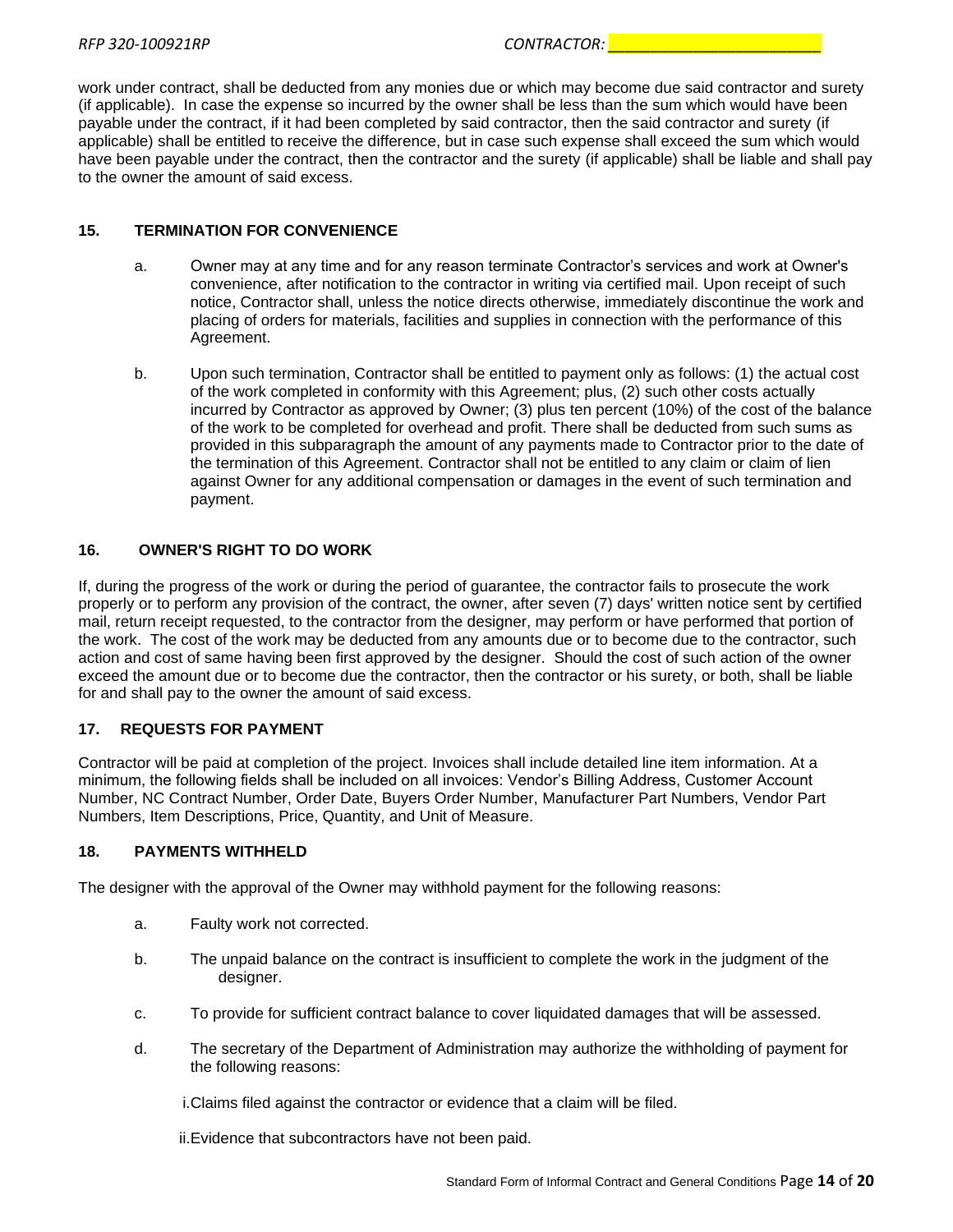work under contract, shall be deducted from any monies due or which may become due said contractor and surety (if applicable). In case the expense so incurred by the owner shall be less than the sum which would have been payable under the contract, if it had been completed by said contractor, then the said contractor and surety (if applicable) shall be entitled to receive the difference, but in case such expense shall exceed the sum which would have been payable under the contract, then the contractor and the surety (if applicable) shall be liable and shall pay to the owner the amount of said excess.

## 15. TERMINATION FOR CONVENIENCE

a. Owner may at any time and for any reason terminate Contractor's services and work at Owner's convenience, after notification to the contractor in writing via certified mail. Upon receipt of such notice, Contractor shall, unless the notice directs otherwise, immediately discontinue the work and placing of orders for materials, facilities and supplies in connection with the performance of this Agreement.

b. Upon such termination, Contractor shall be entitled to payment only as follows: (1) the actual cost of the work completed in conformity with this Agreement; plus, (2) such other costs actually incurred by Contractor as approved by Owner; (3) plus ten percent (10%) of the cost of the balance of the work to be completed for overhead and profit. There shall be deducted from such sums as provided in this subparagraph the amount of any payments made to Contractor prior to the date of the termination of this Agreement. Contractor shall not be entitled to any claim or claim of lien against Owner for any additional compensation or damages in the event of such termination and payment.

## 16. OWNER'S RIGHT TO DO WORK

If, during the progress of the work or during the period of guarantee, the contractor fails to prosecute the work properly or to perform any provision of the contract, the owner, after seven (7) days' written notice sent by certified mail, return receipt requested, to the contractor from the designer, may perform or have performed that portion of the work. The cost of the work may be deducted from any amounts due or to become due to the contractor, such action and cost of same having been first approved by the designer. Should the cost of such action of the owner exceed the amount due or to become due the contractor, then the contractor or his surety, or both, shall be liable for and shall pay to the owner the amount of said excess.

## 17. REQUESTS FOR PAYMENT

Contractor will be paid at completion of the project. Invoices shall include detailed line item information. At a minimum, the following fields shall be included on all invoices: Vendor's Billing Address, Customer Account Number, NC Contract Number, Order Date, Buyers Order Number, Manufacturer Part Numbers, Vendor Part Numbers, Item Descriptions, Price, Quantity, and Unit of Measure.

## 18. PAYMENTS WITHHELD

The designer with the approval of the Owner may withhold payment for the following reasons:

a. Faulty work not corrected.

b. The unpaid balance on the contract is insufficient to complete the work in the judgment of the designer.

c. To provide for sufficient contract balance to cover liquidated damages that will be assessed.

d. The secretary of the Department of Administration may authorize the withholding of payment for the following reasons:

   i. Claims filed against the contractor or evidence that a claim will be filed.

   ii. Evidence that subcontractors have not been paid.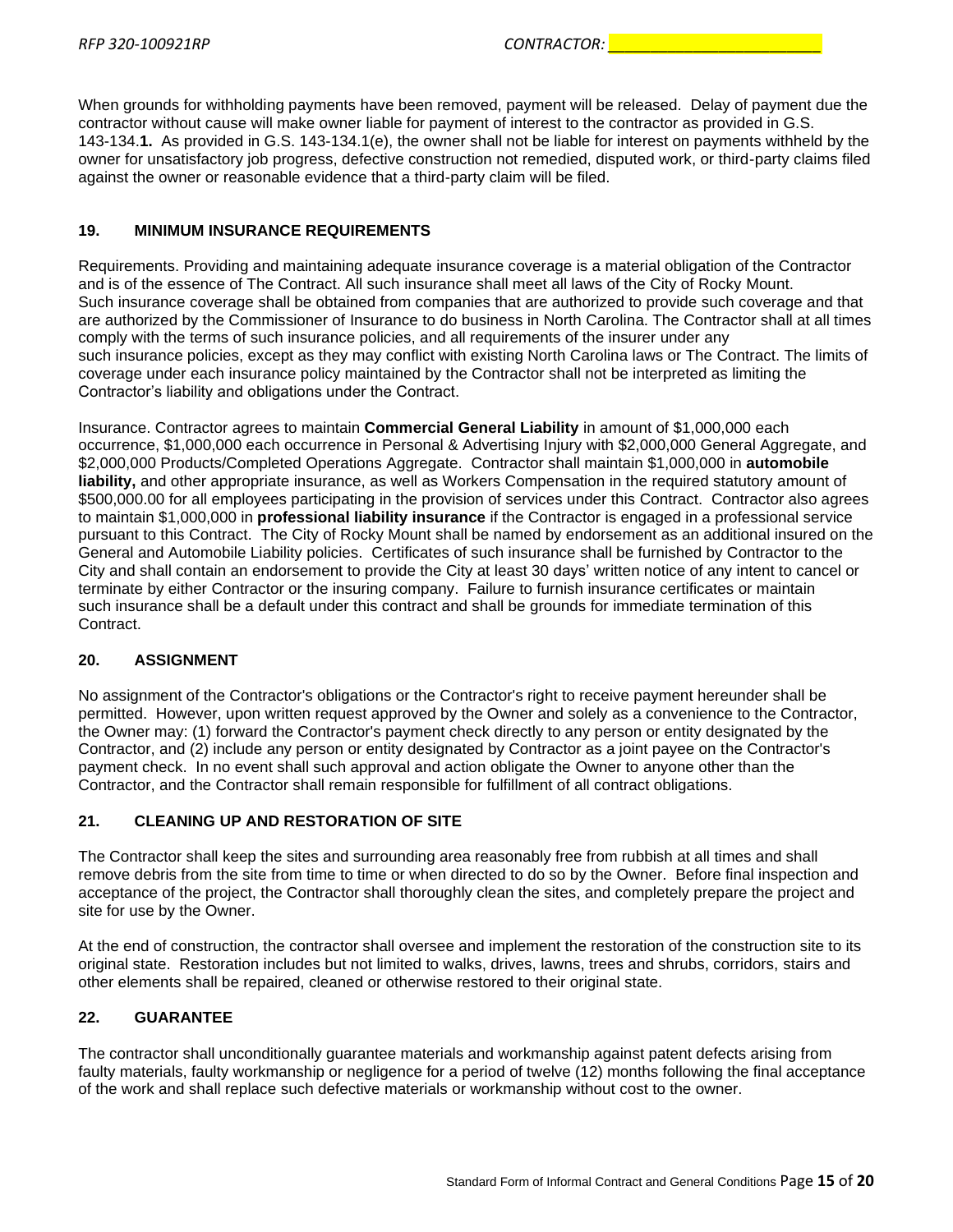When grounds for withholding payments have been removed, payment will be released. Delay of payment due the contractor without cause will make owner liable for payment of interest to the contractor as provided in G.S. 143-134.**1.** As provided in G.S. 143-134.1(e), the owner shall not be liable for interest on payments withheld by the owner for unsatisfactory job progress, defective construction not remedied, disputed work, or third-party claims filed against the owner or reasonable evidence that a third-party claim will be filed.

## 19. MINIMUM INSURANCE REQUIREMENTS

Requirements. Providing and maintaining adequate insurance coverage is a material obligation of the Contractor and is of the essence of The Contract. All such insurance shall meet all laws of the City of Rocky Mount. Such insurance coverage shall be obtained from companies that are authorized to provide such coverage and that are authorized by the Commissioner of Insurance to do business in North Carolina. The Contractor shall at all times comply with the terms of such insurance policies, and all requirements of the insurer under any such insurance policies, except as they may conflict with existing North Carolina laws or The Contract. The limits of coverage under each insurance policy maintained by the Contractor shall not be interpreted as limiting the Contractor's liability and obligations under the Contract.

Insurance. Contractor agrees to maintain **Commercial General Liability** in amount of $1,000,000 each occurrence, $1,000,000 each occurrence in Personal & Advertising Injury with $2,000,000 General Aggregate, and $2,000,000 Products/Completed Operations Aggregate. Contractor shall maintain $1,000,000 in **automobile liability,** and other appropriate insurance, as well as Workers Compensation in the required statutory amount of $500,000.00 for all employees participating in the provision of services under this Contract. Contractor also agrees to maintain $1,000,000 in **professional liability insurance** if the Contractor is engaged in a professional service pursuant to this Contract. The City of Rocky Mount shall be named by endorsement as an additional insured on the General and Automobile Liability policies. Certificates of such insurance shall be furnished by Contractor to the City and shall contain an endorsement to provide the City at least 30 days' written notice of any intent to cancel or terminate by either Contractor or the insuring company. Failure to furnish insurance certificates or maintain such insurance shall be a default under this contract and shall be grounds for immediate termination of this Contract.

## 20. ASSIGNMENT

No assignment of the Contractor's obligations or the Contractor's right to receive payment hereunder shall be permitted. However, upon written request approved by the Owner and solely as a convenience to the Contractor, the Owner may: (1) forward the Contractor's payment check directly to any person or entity designated by the Contractor, and (2) include any person or entity designated by Contractor as a joint payee on the Contractor's payment check. In no event shall such approval and action obligate the Owner to anyone other than the Contractor, and the Contractor shall remain responsible for fulfillment of all contract obligations.

## 21. CLEANING UP AND RESTORATION OF SITE

The Contractor shall keep the sites and surrounding area reasonably free from rubbish at all times and shall remove debris from the site from time to time or when directed to do so by the Owner. Before final inspection and acceptance of the project, the Contractor shall thoroughly clean the sites, and completely prepare the project and site for use by the Owner.

At the end of construction, the contractor shall oversee and implement the restoration of the construction site to its original state. Restoration includes but not limited to walks, drives, lawns, trees and shrubs, corridors, stairs and other elements shall be repaired, cleaned or otherwise restored to their original state.

## 22. GUARANTEE

The contractor shall unconditionally guarantee materials and workmanship against patent defects arising from faulty materials, faulty workmanship or negligence for a period of twelve (12) months following the final acceptance of the work and shall replace such defective materials or workmanship without cost to the owner.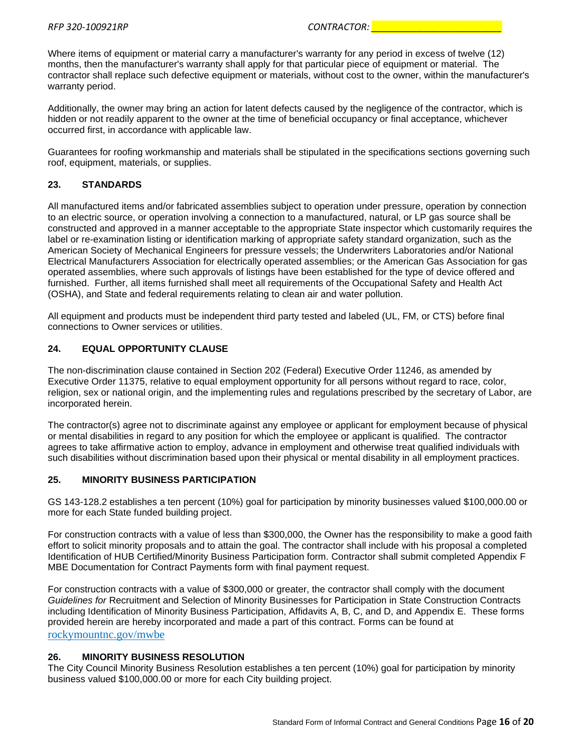Where items of equipment or material carry a manufacturer's warranty for any period in excess of twelve (12) months, then the manufacturer's warranty shall apply for that particular piece of equipment or material. The contractor shall replace such defective equipment or materials, without cost to the owner, within the manufacturer's warranty period.

Additionally, the owner may bring an action for latent defects caused by the negligence of the contractor, which is hidden or not readily apparent to the owner at the time of beneficial occupancy or final acceptance, whichever occurred first, in accordance with applicable law.

Guarantees for roofing workmanship and materials shall be stipulated in the specifications sections governing such roof, equipment, materials, or supplies.

### 23. STANDARDS

All manufactured items and/or fabricated assemblies subject to operation under pressure, operation by connection to an electric source, or operation involving a connection to a manufactured, natural, or LP gas source shall be constructed and approved in a manner acceptable to the appropriate State inspector which customarily requires the label or re-examination listing or identification marking of appropriate safety standard organization, such as the American Society of Mechanical Engineers for pressure vessels; the Underwriters Laboratories and/or National Electrical Manufacturers Association for electrically operated assemblies; or the American Gas Association for gas operated assemblies, where such approvals of listings have been established for the type of device offered and furnished. Further, all items furnished shall meet all requirements of the Occupational Safety and Health Act (OSHA), and State and federal requirements relating to clean air and water pollution.

All equipment and products must be independent third party tested and labeled (UL, FM, or CTS) before final connections to Owner services or utilities.

### 24. EQUAL OPPORTUNITY CLAUSE

The non-discrimination clause contained in Section 202 (Federal) Executive Order 11246, as amended by Executive Order 11375, relative to equal employment opportunity for all persons without regard to race, color, religion, sex or national origin, and the implementing rules and regulations prescribed by the secretary of Labor, are incorporated herein.

The contractor(s) agree not to discriminate against any employee or applicant for employment because of physical or mental disabilities in regard to any position for which the employee or applicant is qualified. The contractor agrees to take affirmative action to employ, advance in employment and otherwise treat qualified individuals with such disabilities without discrimination based upon their physical or mental disability in all employment practices.

### 25. MINORITY BUSINESS PARTICIPATION

GS 143-128.2 establishes a ten percent (10%) goal for participation by minority businesses valued $100,000.00 or more for each State funded building project.

For construction contracts with a value of less than $300,000, the Owner has the responsibility to make a good faith effort to solicit minority proposals and to attain the goal. The contractor shall include with his proposal a completed Identification of HUB Certified/Minority Business Participation form. Contractor shall submit completed Appendix F MBE Documentation for Contract Payments form with final payment request.

For construction contracts with a value of $300,000 or greater, the contractor shall comply with the document *Guidelines for* Recruitment and Selection of Minority Businesses for Participation in State Construction Contracts including Identification of Minority Business Participation, Affidavits A, B, C, and D, and Appendix E. These forms provided herein are hereby incorporated and made a part of this contract. Forms can be found at rockymountnc.gov/mwbe

### 26. MINORITY BUSINESS RESOLUTION

The City Council Minority Business Resolution establishes a ten percent (10%) goal for participation by minority business valued $100,000.00 or more for each City building project.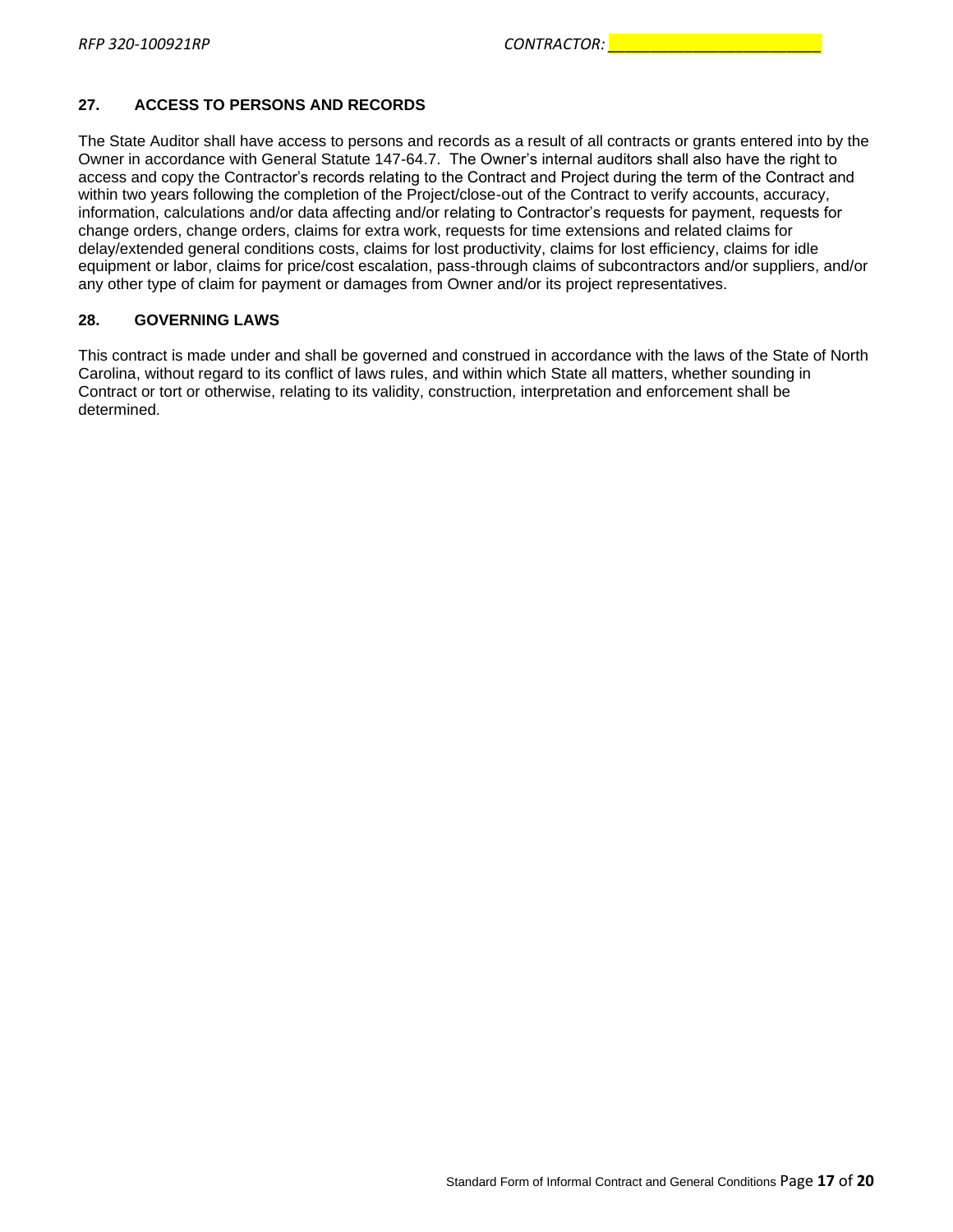## 27. ACCESS TO PERSONS AND RECORDS

The State Auditor shall have access to persons and records as a result of all contracts or grants entered into by the Owner in accordance with General Statute 147-64.7. The Owner's internal auditors shall also have the right to access and copy the Contractor's records relating to the Contract and Project during the term of the Contract and within two years following the completion of the Project/close-out of the Contract to verify accounts, accuracy, information, calculations and/or data affecting and/or relating to Contractor's requests for payment, requests for change orders, change orders, claims for extra work, requests for time extensions and related claims for delay/extended general conditions costs, claims for lost productivity, claims for lost efficiency, claims for idle equipment or labor, claims for price/cost escalation, pass-through claims of subcontractors and/or suppliers, and/or any other type of claim for payment or damages from Owner and/or its project representatives.

## 28. GOVERNING LAWS

This contract is made under and shall be governed and construed in accordance with the laws of the State of North Carolina, without regard to its conflict of laws rules, and within which State all matters, whether sounding in Contract or tort or otherwise, relating to its validity, construction, interpretation and enforcement shall be determined.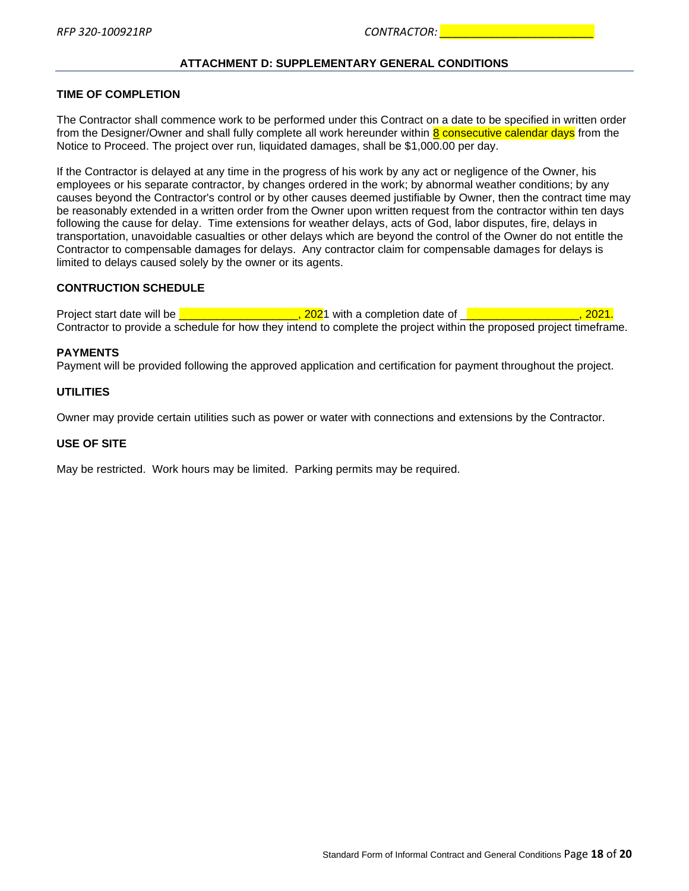## ATTACHMENT D: SUPPLEMENTARY GENERAL CONDITIONS

### TIME OF COMPLETION

The Contractor shall commence work to be performed under this Contract on a date to be specified in written order from the Designer/Owner and shall fully complete all work hereunder within 8 consecutive calendar days from the Notice to Proceed. The project over run, liquidated damages, shall be $1,000.00 per day.

If the Contractor is delayed at any time in the progress of his work by any act or negligence of the Owner, his employees or his separate contractor, by changes ordered in the work; by abnormal weather conditions; by any causes beyond the Contractor's control or by other causes deemed justifiable by Owner, then the contract time may be reasonably extended in a written order from the Owner upon written request from the contractor within ten days following the cause for delay. Time extensions for weather delays, acts of God, labor disputes, fire, delays in transportation, unavoidable casualties or other delays which are beyond the control of the Owner do not entitle the Contractor to compensable damages for delays. Any contractor claim for compensable damages for delays is limited to delays caused solely by the owner or its agents.

### CONTRUCTION SCHEDULE

Project start date will be ___________________, 2021 with a completion date of ___________________, 2021. Contractor to provide a schedule for how they intend to complete the project within the proposed project timeframe.

### PAYMENTS

Payment will be provided following the approved application and certification for payment throughout the project.

### UTILITIES

Owner may provide certain utilities such as power or water with connections and extensions by the Contractor.

### USE OF SITE

May be restricted. Work hours may be limited. Parking permits may be required.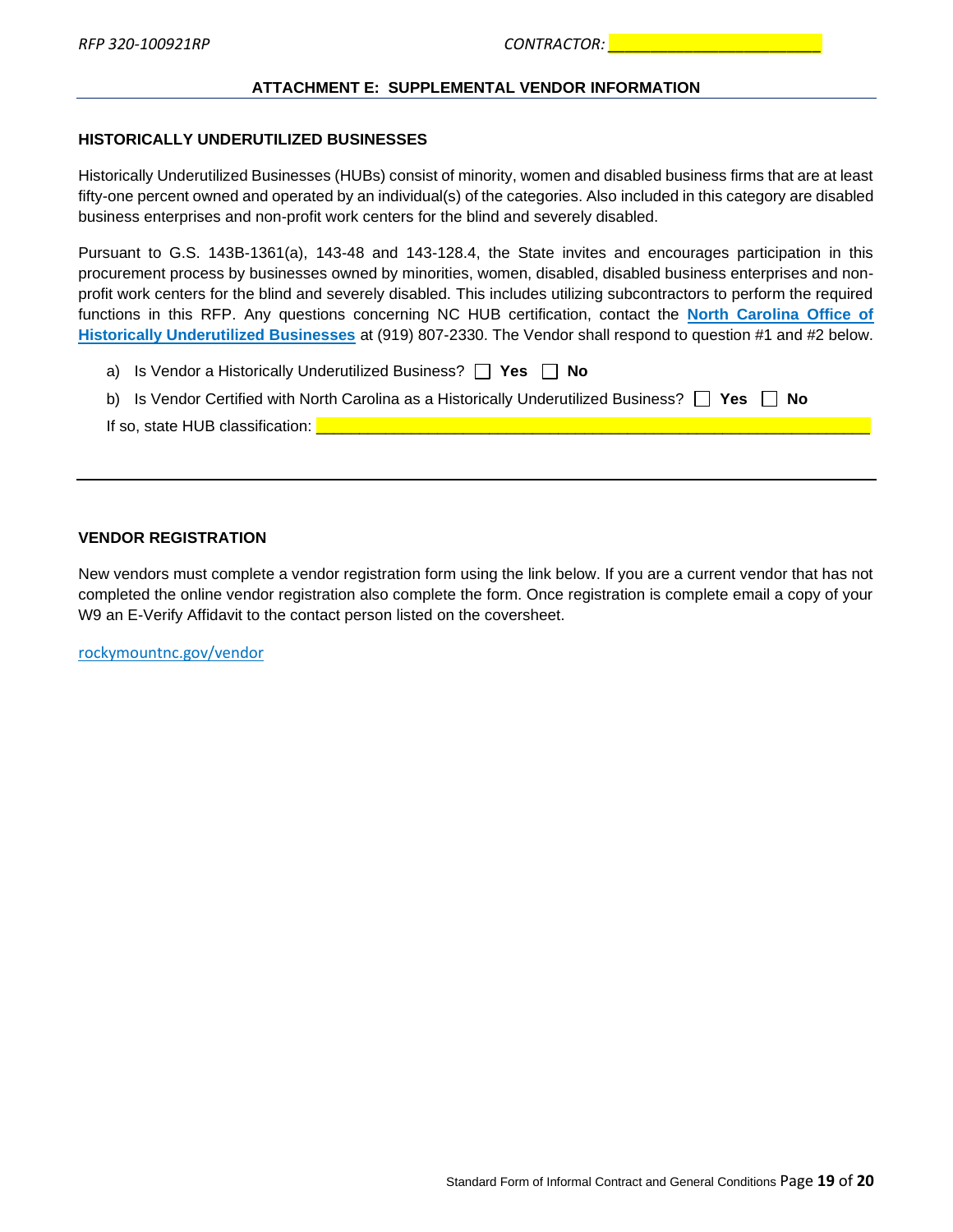## ATTACHMENT E: SUPPLEMENTAL VENDOR INFORMATION

### HISTORICALLY UNDERUTILIZED BUSINESSES

Historically Underutilized Businesses (HUBs) consist of minority, women and disabled business firms that are at least fifty-one percent owned and operated by an individual(s) of the categories. Also included in this category are disabled business enterprises and non-profit work centers for the blind and severely disabled.

Pursuant to G.S. 143B-1361(a), 143-48 and 143-128.4, the State invites and encourages participation in this procurement process by businesses owned by minorities, women, disabled, disabled business enterprises and non-profit work centers for the blind and severely disabled. This includes utilizing subcontractors to perform the required functions in this RFP. Any questions concerning NC HUB certification, contact the **North Carolina Office of Historically Underutilized Businesses** at (919) 807-2330. The Vendor shall respond to question #1 and #2 below.

a) Is Vendor a Historically Underutilized Business? ☐ **Yes** ☐ **No**

b) Is Vendor Certified with North Carolina as a Historically Underutilized Business? ☐ **Yes** ☐ **No**

If so, state HUB classification: ______________________________________________

---

### VENDOR REGISTRATION

New vendors must complete a vendor registration form using the link below. If you are a current vendor that has not completed the online vendor registration also complete the form. Once registration is complete email a copy of your W9 an E-Verify Affidavit to the contact person listed on the coversheet.

rockymountnc.gov/vendor